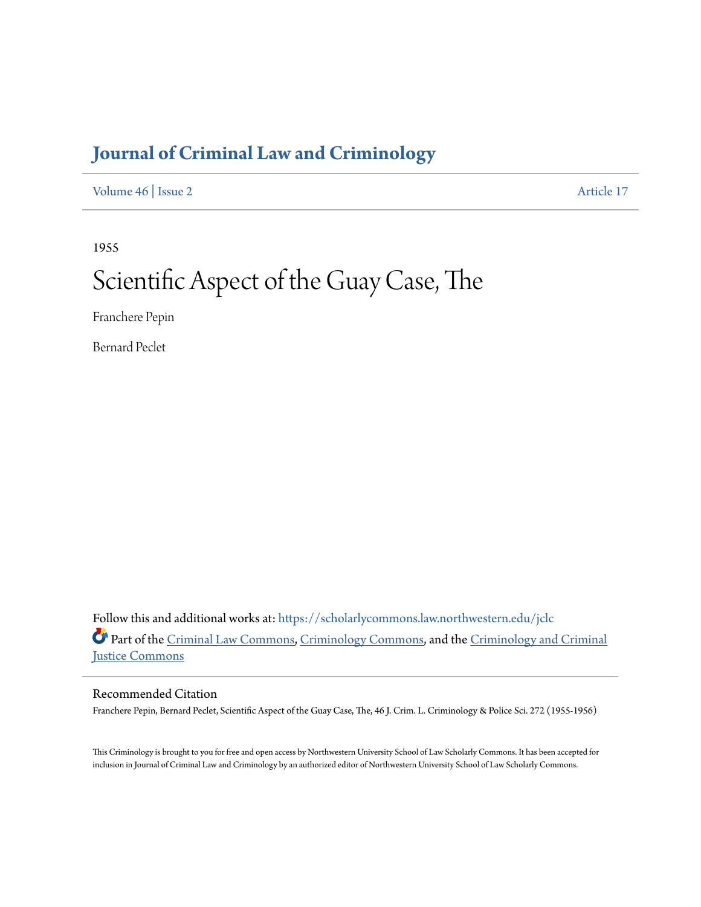# Journal of Criminal Law and Criminology

Volume 46 | Issue 2 Article 17

1955

## Scientific Aspect of the Guay Case, The

Franchere Pepin

Bernard Peclet

Follow this and additional works at: https://scholarlycommons.law.northwestern.edu/jclc

Part of the Criminal Law Commons, Criminology Commons, and the Criminology and Criminal Justice Commons

### Recommended Citation

Franchere Pepin, Bernard Peclet, Scientific Aspect of the Guay Case, The, 46 J. Crim. L. Criminology & Police Sci. 272 (1955-1956)

This Criminology is brought to you for free and open access by Northwestern University School of Law Scholarly Commons. It has been accepted for inclusion in Journal of Criminal Law and Criminology by an authorized editor of Northwestern University School of Law Scholarly Commons.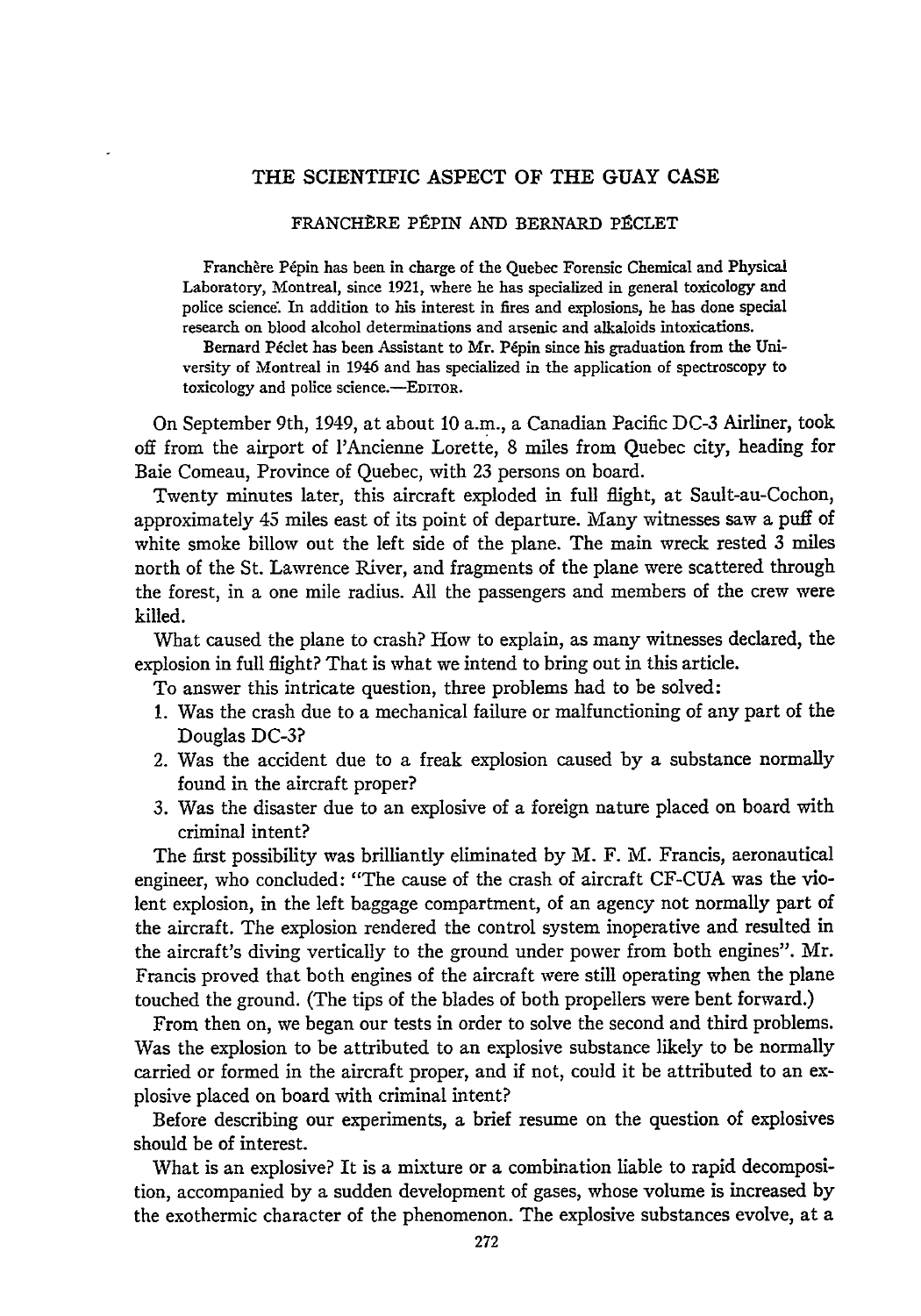# THE SCIENTIFIC ASPECT OF THE GUAY CASE

FRANCHÈRE PÉPIN AND BERNARD PÉCLET

Franchère Pépin has been in charge of the Quebec Forensic Chemical and Physical Laboratory, Montreal, since 1921, where he has specialized in general toxicology and police science. In addition to his interest in fires and explosions, he has done special research on blood alcohol determinations and arsenic and alkaloids intoxications.

Bernard Péclet has been Assistant to Mr. Pépin since his graduation from the University of Montreal in 1946 and has specialized in the application of spectroscopy to toxicology and police science.—EDITOR.

On September 9th, 1949, at about 10 a.m., a Canadian Pacific DC-3 Airliner, took off from the airport of l'Ancienne Lorette, 8 miles from Quebec city, heading for Baie Comeau, Province of Quebec, with 23 persons on board.

Twenty minutes later, this aircraft exploded in full flight, at Sault-au-Cochon, approximately 45 miles east of its point of departure. Many witnesses saw a puff of white smoke billow out the left side of the plane. The main wreck rested 3 miles north of the St. Lawrence River, and fragments of the plane were scattered through the forest, in a one mile radius. All the passengers and members of the crew were killed.

What caused the plane to crash? How to explain, as many witnesses declared, the explosion in full flight? That is what we intend to bring out in this article.

To answer this intricate question, three problems had to be solved:

1. Was the crash due to a mechanical failure or malfunctioning of any part of the Douglas DC-3?
2. Was the accident due to a freak explosion caused by a substance normally found in the aircraft proper?
3. Was the disaster due to an explosive of a foreign nature placed on board with criminal intent?

The first possibility was brilliantly eliminated by M. F. M. Francis, aeronautical engineer, who concluded: "The cause of the crash of aircraft CF-CUA was the violent explosion, in the left baggage compartment, of an agency not normally part of the aircraft. The explosion rendered the control system inoperative and resulted in the aircraft's diving vertically to the ground under power from both engines". Mr. Francis proved that both engines of the aircraft were still operating when the plane touched the ground. (The tips of the blades of both propellers were bent forward.)

From then on, we began our tests in order to solve the second and third problems. Was the explosion to be attributed to an explosive substance likely to be normally carried or formed in the aircraft proper, and if not, could it be attributed to an explosive placed on board with criminal intent?

Before describing our experiments, a brief resume on the question of explosives should be of interest.

What is an explosive? It is a mixture or a combination liable to rapid decomposition, accompanied by a sudden development of gases, whose volume is increased by the exothermic character of the phenomenon. The explosive substances evolve, at a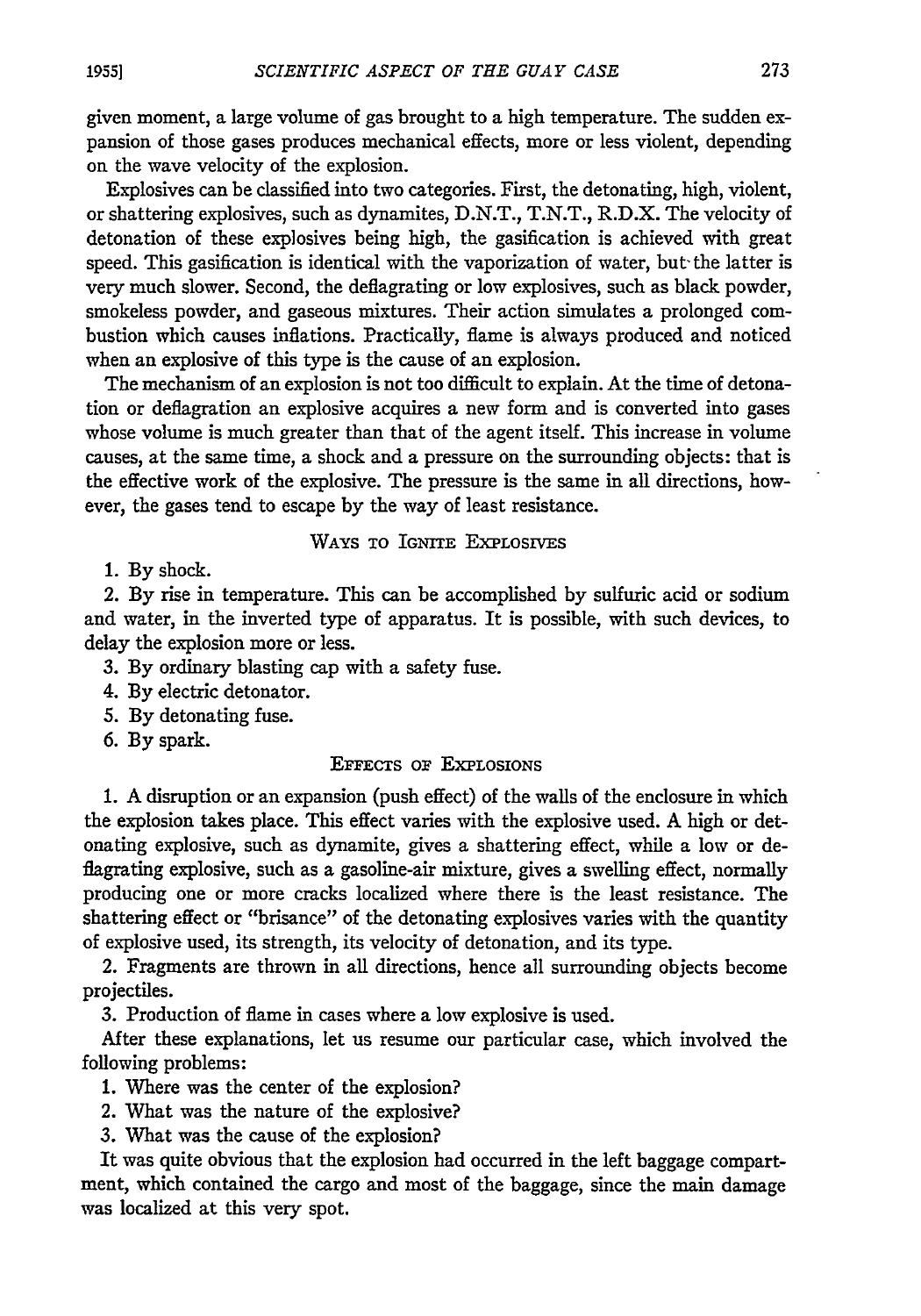given moment, a large volume of gas brought to a high temperature. The sudden expansion of those gases produces mechanical effects, more or less violent, depending on the wave velocity of the explosion.

Explosives can be classified into two categories. First, the detonating, high, violent, or shattering explosives, such as dynamites, D.N.T., T.N.T., R.D.X. The velocity of detonation of these explosives being high, the gasification is achieved with great speed. This gasification is identical with the vaporization of water, but the latter is very much slower. Second, the deflagrating or low explosives, such as black powder, smokeless powder, and gaseous mixtures. Their action simulates a prolonged combustion which causes inflations. Practically, flame is always produced and noticed when an explosive of this type is the cause of an explosion.

The mechanism of an explosion is not too difficult to explain. At the time of detonation or deflagration an explosive acquires a new form and is converted into gases whose volume is much greater than that of the agent itself. This increase in volume causes, at the same time, a shock and a pressure on the surrounding objects: that is the effective work of the explosive. The pressure is the same in all directions, however, the gases tend to escape by the way of least resistance.

## Ways to Ignite Explosives

1. By shock.
2. By rise in temperature. This can be accomplished by sulfuric acid or sodium and water, in the inverted type of apparatus. It is possible, with such devices, to delay the explosion more or less.
3. By ordinary blasting cap with a safety fuse.
4. By electric detonator.
5. By detonating fuse.
6. By spark.

## Effects of Explosions

1. A disruption or an expansion (push effect) of the walls of the enclosure in which the explosion takes place. This effect varies with the explosive used. A high or detonating explosive, such as dynamite, gives a shattering effect, while a low or deflagrating explosive, such as a gasoline-air mixture, gives a swelling effect, normally producing one or more cracks localized where there is the least resistance. The shattering effect or "brisance" of the detonating explosives varies with the quantity of explosive used, its strength, its velocity of detonation, and its type.
2. Fragments are thrown in all directions, hence all surrounding objects become projectiles.
3. Production of flame in cases where a low explosive is used.

After these explanations, let us resume our particular case, which involved the following problems:

1. Where was the center of the explosion?
2. What was the nature of the explosive?
3. What was the cause of the explosion?

It was quite obvious that the explosion had occurred in the left baggage compartment, which contained the cargo and most of the baggage, since the main damage was localized at this very spot.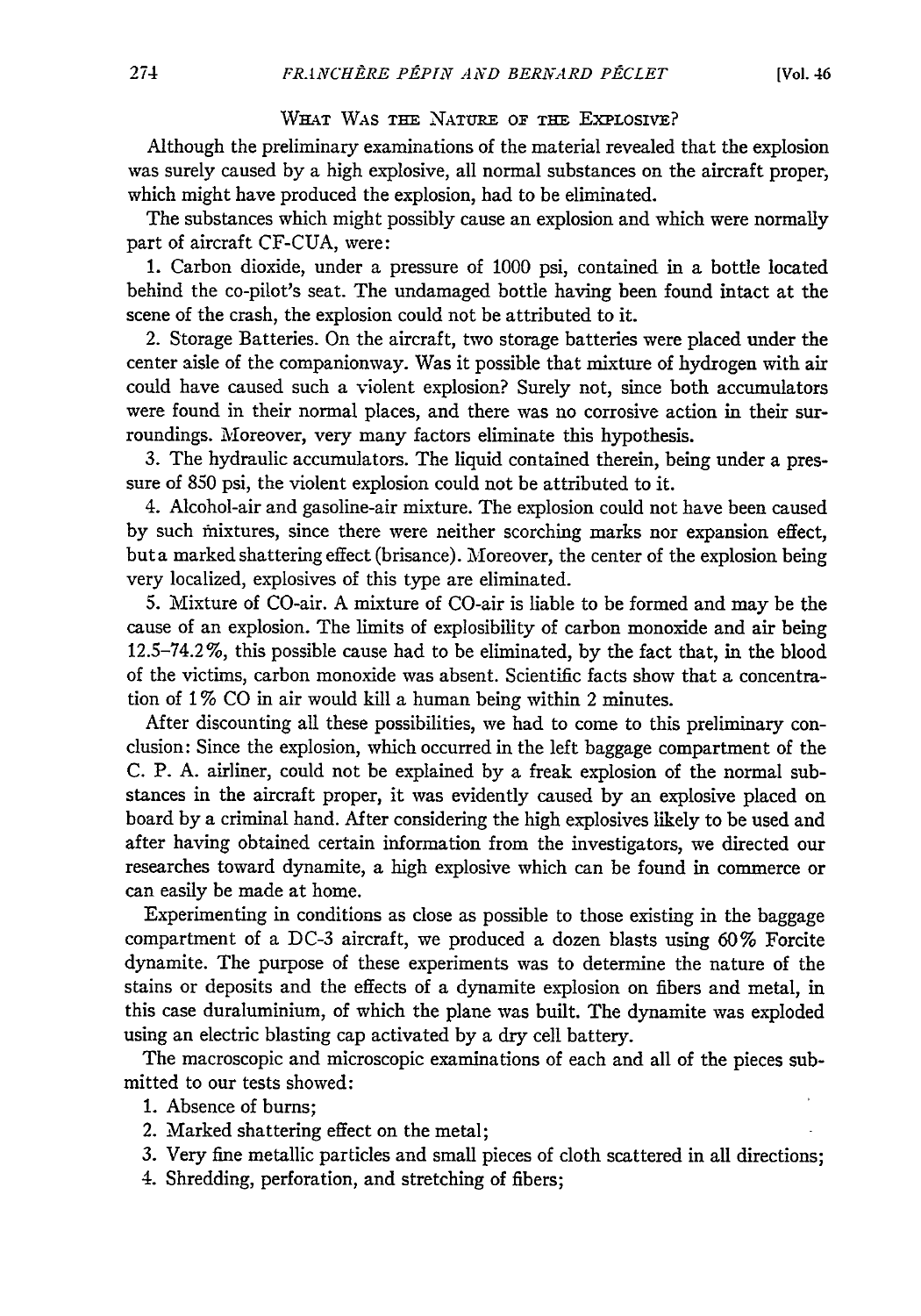### What Was the Nature of the Explosive?

Although the preliminary examinations of the material revealed that the explosion was surely caused by a high explosive, all normal substances on the aircraft proper, which might have produced the explosion, had to be eliminated.

The substances which might possibly cause an explosion and which were normally part of aircraft CF-CUA, were:

1. Carbon dioxide, under a pressure of 1000 psi, contained in a bottle located behind the co-pilot's seat. The undamaged bottle having been found intact at the scene of the crash, the explosion could not be attributed to it.

2. Storage Batteries. On the aircraft, two storage batteries were placed under the center aisle of the companionway. Was it possible that mixture of hydrogen with air could have caused such a violent explosion? Surely not, since both accumulators were found in their normal places, and there was no corrosive action in their surroundings. Moreover, very many factors eliminate this hypothesis.

3. The hydraulic accumulators. The liquid contained therein, being under a pressure of 850 psi, the violent explosion could not be attributed to it.

4. Alcohol-air and gasoline-air mixture. The explosion could not have been caused by such mixtures, since there were neither scorching marks nor expansion effect, but a marked shattering effect (brisance). Moreover, the center of the explosion being very localized, explosives of this type are eliminated.

5. Mixture of CO-air. A mixture of CO-air is liable to be formed and may be the cause of an explosion. The limits of explosibility of carbon monoxide and air being 12.5–74.2%, this possible cause had to be eliminated, by the fact that, in the blood of the victims, carbon monoxide was absent. Scientific facts show that a concentration of 1% CO in air would kill a human being within 2 minutes.

After discounting all these possibilities, we had to come to this preliminary conclusion: Since the explosion, which occurred in the left baggage compartment of the C. P. A. airliner, could not be explained by a freak explosion of the normal substances in the aircraft proper, it was evidently caused by an explosive placed on board by a criminal hand. After considering the high explosives likely to be used and after having obtained certain information from the investigators, we directed our researches toward dynamite, a high explosive which can be found in commerce or can easily be made at home.

Experimenting in conditions as close as possible to those existing in the baggage compartment of a DC-3 aircraft, we produced a dozen blasts using 60% Forcite dynamite. The purpose of these experiments was to determine the nature of the stains or deposits and the effects of a dynamite explosion on fibers and metal, in this case duraluminium, of which the plane was built. The dynamite was exploded using an electric blasting cap activated by a dry cell battery.

The macroscopic and microscopic examinations of each and all of the pieces submitted to our tests showed:

1. Absence of burns;
2. Marked shattering effect on the metal;
3. Very fine metallic particles and small pieces of cloth scattered in all directions;
4. Shredding, perforation, and stretching of fibers;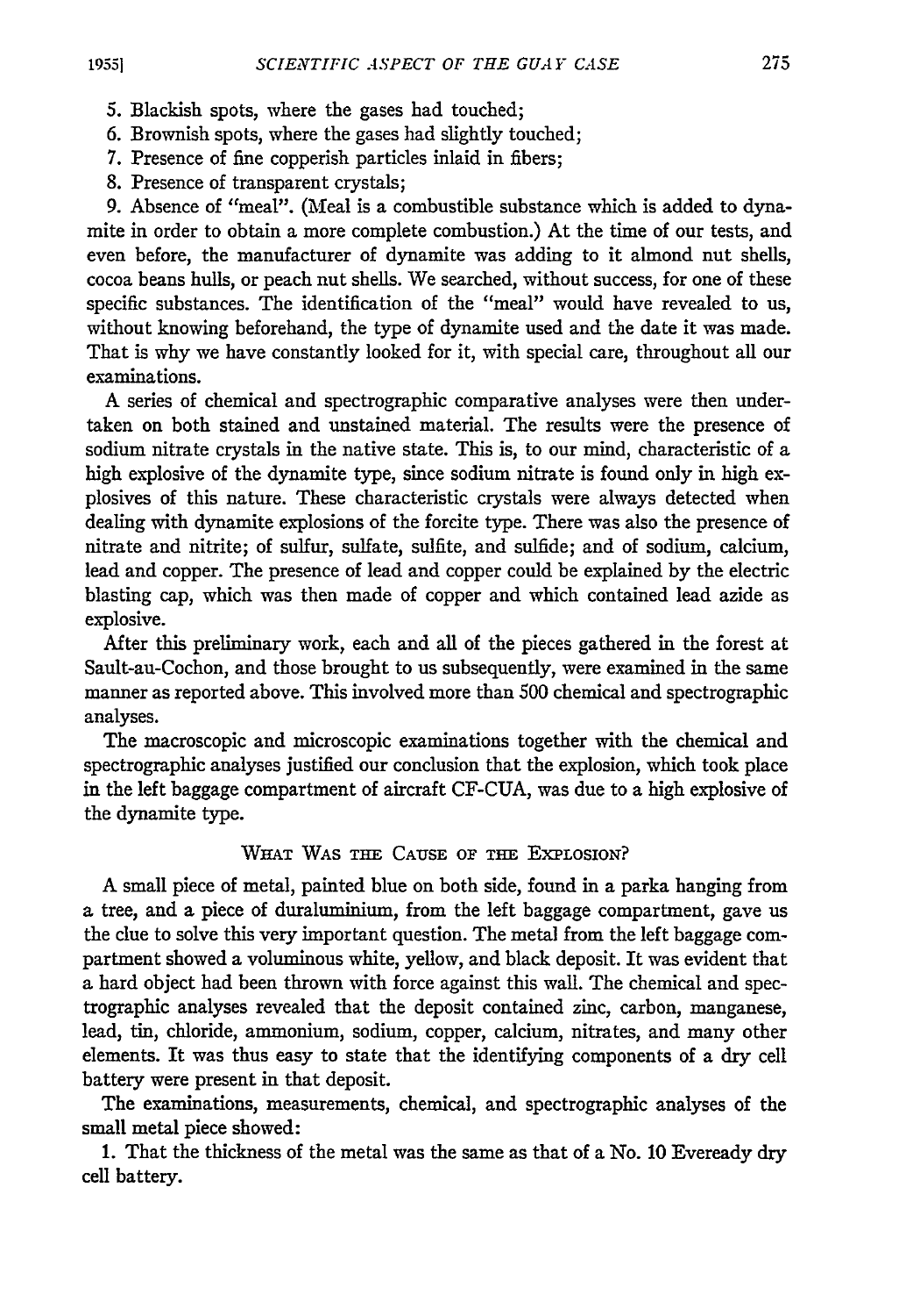5. Blackish spots, where the gases had touched;
6. Brownish spots, where the gases had slightly touched;
7. Presence of fine copperish particles inlaid in fibers;
8. Presence of transparent crystals;
9. Absence of "meal". (Meal is a combustible substance which is added to dynamite in order to obtain a more complete combustion.) At the time of our tests, and even before, the manufacturer of dynamite was adding to it almond nut shells, cocoa beans hulls, or peach nut shells. We searched, without success, for one of these specific substances. The identification of the "meal" would have revealed to us, without knowing beforehand, the type of dynamite used and the date it was made. That is why we have constantly looked for it, with special care, throughout all our examinations.

A series of chemical and spectrographic comparative analyses were then undertaken on both stained and unstained material. The results were the presence of sodium nitrate crystals in the native state. This is, to our mind, characteristic of a high explosive of the dynamite type, since sodium nitrate is found only in high explosives of this nature. These characteristic crystals were always detected when dealing with dynamite explosions of the forcite type. There was also the presence of nitrate and nitrite; of sulfur, sulfate, sulfite, and sulfide; and of sodium, calcium, lead and copper. The presence of lead and copper could be explained by the electric blasting cap, which was then made of copper and which contained lead azide as explosive.

After this preliminary work, each and all of the pieces gathered in the forest at Sault-au-Cochon, and those brought to us subsequently, were examined in the same manner as reported above. This involved more than 500 chemical and spectrographic analyses.

The macroscopic and microscopic examinations together with the chemical and spectrographic analyses justified our conclusion that the explosion, which took place in the left baggage compartment of aircraft CF-CUA, was due to a high explosive of the dynamite type.

## What Was the Cause of the Explosion?

A small piece of metal, painted blue on both side, found in a parka hanging from a tree, and a piece of duraluminium, from the left baggage compartment, gave us the clue to solve this very important question. The metal from the left baggage compartment showed a voluminous white, yellow, and black deposit. It was evident that a hard object had been thrown with force against this wall. The chemical and spectrographic analyses revealed that the deposit contained zinc, carbon, manganese, lead, tin, chloride, ammonium, sodium, copper, calcium, nitrates, and many other elements. It was thus easy to state that the identifying components of a dry cell battery were present in that deposit.

The examinations, measurements, chemical, and spectrographic analyses of the small metal piece showed:

1. That the thickness of the metal was the same as that of a No. 10 Eveready dry cell battery.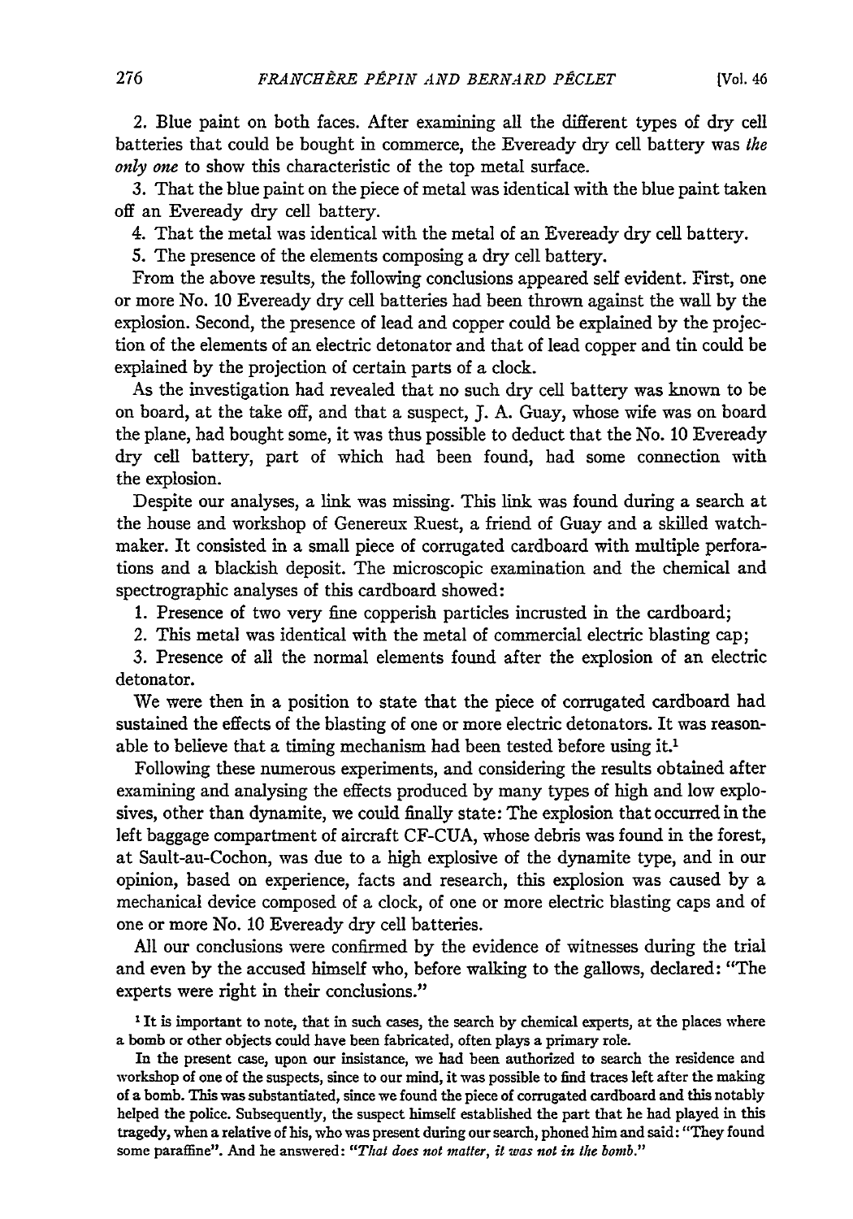2. Blue paint on both faces. After examining all the different types of dry cell batteries that could be bought in commerce, the Eveready dry cell battery was *the only one* to show this characteristic of the top metal surface.

3. That the blue paint on the piece of metal was identical with the blue paint taken off an Eveready dry cell battery.

4. That the metal was identical with the metal of an Eveready dry cell battery.

5. The presence of the elements composing a dry cell battery.

From the above results, the following conclusions appeared self evident. First, one or more No. 10 Eveready dry cell batteries had been thrown against the wall by the explosion. Second, the presence of lead and copper could be explained by the projection of the elements of an electric detonator and that of lead copper and tin could be explained by the projection of certain parts of a clock.

As the investigation had revealed that no such dry cell battery was known to be on board, at the take off, and that a suspect, J. A. Guay, whose wife was on board the plane, had bought some, it was thus possible to deduct that the No. 10 Eveready dry cell battery, part of which had been found, had some connection with the explosion.

Despite our analyses, a link was missing. This link was found during a search at the house and workshop of Genereux Ruest, a friend of Guay and a skilled watchmaker. It consisted in a small piece of corrugated cardboard with multiple perforations and a blackish deposit. The microscopic examination and the chemical and spectrographic analyses of this cardboard showed:

1. Presence of two very fine copperish particles incrusted in the cardboard;

2. This metal was identical with the metal of commercial electric blasting cap;

3. Presence of all the normal elements found after the explosion of an electric detonator.

We were then in a position to state that the piece of corrugated cardboard had sustained the effects of the blasting of one or more electric detonators. It was reasonable to believe that a timing mechanism had been tested before using it.[1]

Following these numerous experiments, and considering the results obtained after examining and analysing the effects produced by many types of high and low explosives, other than dynamite, we could finally state: The explosion that occurred in the left baggage compartment of aircraft CF-CUA, whose debris was found in the forest, at Sault-au-Cochon, was due to a high explosive of the dynamite type, and in our opinion, based on experience, facts and research, this explosion was caused by a mechanical device composed of a clock, of one or more electric blasting caps and of one or more No. 10 Eveready dry cell batteries.

All our conclusions were confirmed by the evidence of witnesses during the trial and even by the accused himself who, before walking to the gallows, declared: "The experts were right in their conclusions."

[1] It is important to note, that in such cases, the search by chemical experts, at the places where a bomb or other objects could have been fabricated, often plays a primary role.

In the present case, upon our insistance, we had been authorized to search the residence and workshop of one of the suspects, since to our mind, it was possible to find traces left after the making of a bomb. This was substantiated, since we found the piece of corrugated cardboard and this notably helped the police. Subsequently, the suspect himself established the part that he had played in this tragedy, when a relative of his, who was present during our search, phoned him and said: "They found some paraffine". And he answered: *"That does not matter, it was not in the bomb."*